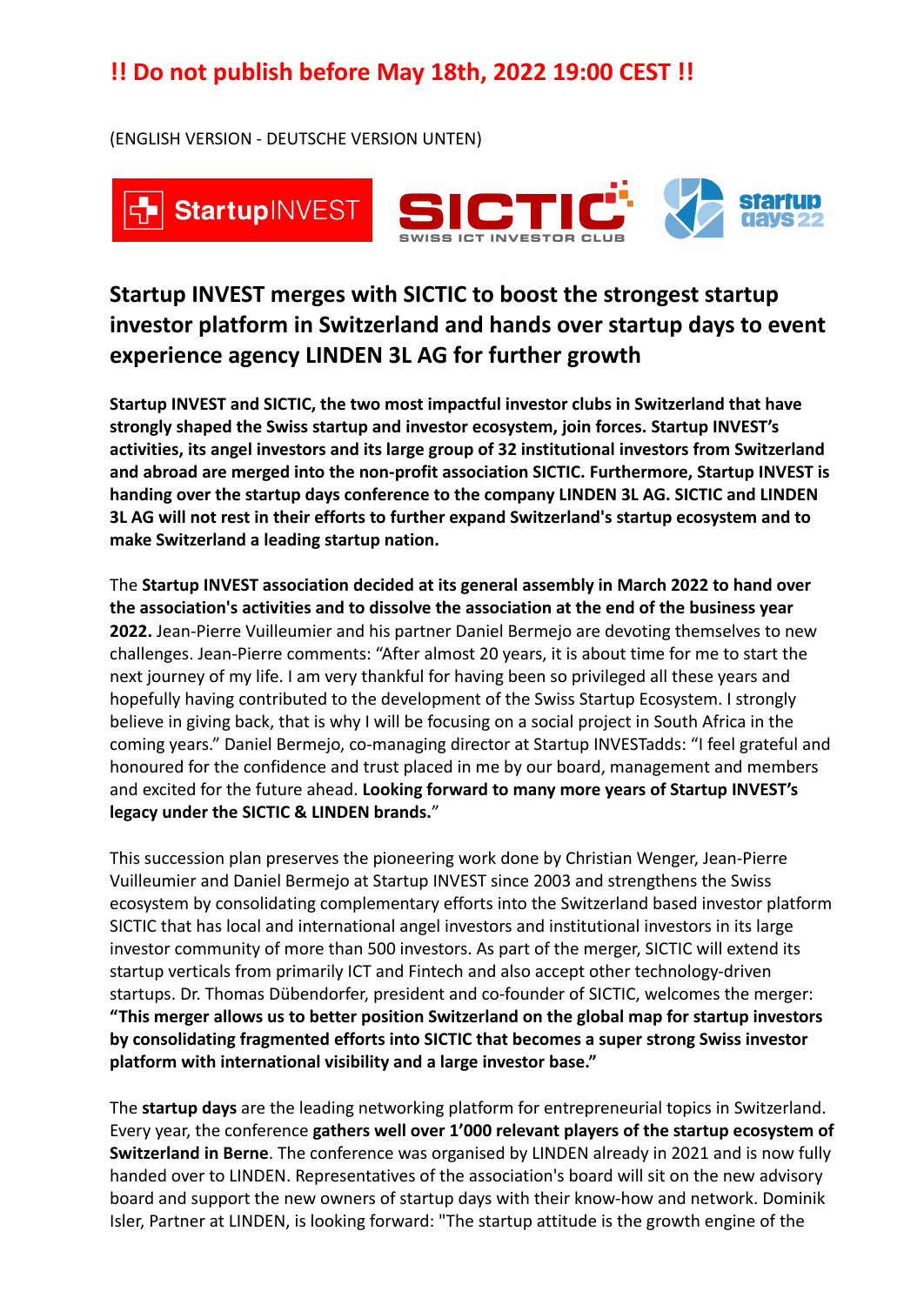**!! Do not publish before May 18th, 2022 19:00 CEST !!**

(ENGLISH VERSION - DEUTSCHE VERSION UNTEN)

## Startup INVEST merges with SICTIC to boost the strongest startup investor platform in Switzerland and hands over startup days to event experience agency LINDEN 3L AG for further growth

**Startup INVEST and SICTIC, the two most impactful investor clubs in Switzerland that have strongly shaped the Swiss startup and investor ecosystem, join forces. Startup INVEST's activities, its angel investors and its large group of 32 institutional investors from Switzerland and abroad are merged into the non-profit association SICTIC. Furthermore, Startup INVEST is handing over the startup days conference to the company LINDEN 3L AG. SICTIC and LINDEN 3L AG will not rest in their efforts to further expand Switzerland's startup ecosystem and to make Switzerland a leading startup nation.**

The **Startup INVEST association decided at its general assembly in March 2022 to hand over the association's activities and to dissolve the association at the end of the business year 2022.** Jean-Pierre Vuilleumier and his partner Daniel Bermejo are devoting themselves to new challenges. Jean-Pierre comments: "After almost 20 years, it is about time for me to start the next journey of my life. I am very thankful for having been so privileged all these years and hopefully having contributed to the development of the Swiss Startup Ecosystem. I strongly believe in giving back, that is why I will be focusing on a social project in South Africa in the coming years." Daniel Bermejo, co-managing director at Startup INVESTadds: "I feel grateful and honoured for the confidence and trust placed in me by our board, management and members and excited for the future ahead. **Looking forward to many more years of Startup INVEST's legacy under the SICTIC & LINDEN brands.**"

This succession plan preserves the pioneering work done by Christian Wenger, Jean-Pierre Vuilleumier and Daniel Bermejo at Startup INVEST since 2003 and strengthens the Swiss ecosystem by consolidating complementary efforts into the Switzerland based investor platform SICTIC that has local and international angel investors and institutional investors in its large investor community of more than 500 investors. As part of the merger, SICTIC will extend its startup verticals from primarily ICT and Fintech and also accept other technology-driven startups. Dr. Thomas Dübendorfer, president and co-founder of SICTIC, welcomes the merger: **"This merger allows us to better position Switzerland on the global map for startup investors by consolidating fragmented efforts into SICTIC that becomes a super strong Swiss investor platform with international visibility and a large investor base."**

The **startup days** are the leading networking platform for entrepreneurial topics in Switzerland. Every year, the conference **gathers well over 1'000 relevant players of the startup ecosystem of Switzerland in Berne**. The conference was organised by LINDEN already in 2021 and is now fully handed over to LINDEN. Representatives of the association's board will sit on the new advisory board and support the new owners of startup days with their know-how and network. Dominik Isler, Partner at LINDEN, is looking forward: "The startup attitude is the growth engine of the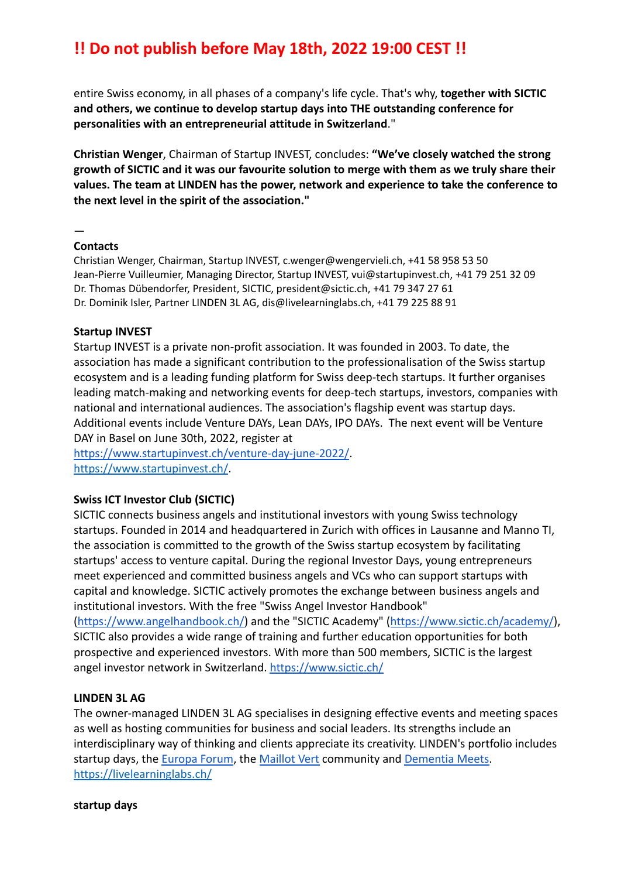**!! Do not publish before May 18th, 2022 19:00 CEST !!**

entire Swiss economy, in all phases of a company's life cycle. That's why, **together with SICTIC and others, we continue to develop startup days into THE outstanding conference for personalities with an entrepreneurial attitude in Switzerland**."

**Christian Wenger**, Chairman of Startup INVEST, concludes: **"We've closely watched the strong growth of SICTIC and it was our favourite solution to merge with them as we truly share their values. The team at LINDEN has the power, network and experience to take the conference to the next level in the spirit of the association."**

—

**Contacts**

Christian Wenger, Chairman, Startup INVEST, c.wenger@wengervieli.ch, +41 58 958 53 50
Jean-Pierre Vuilleumier, Managing Director, Startup INVEST, vui@startupinvest.ch, +41 79 251 32 09
Dr. Thomas Dübendorfer, President, SICTIC, president@sictic.ch, +41 79 347 27 61
Dr. Dominik Isler, Partner LINDEN 3L AG, dis@livelearninglabs.ch, +41 79 225 88 91

**Startup INVEST**

Startup INVEST is a private non-profit association. It was founded in 2003. To date, the association has made a significant contribution to the professionalisation of the Swiss startup ecosystem and is a leading funding platform for Swiss deep-tech startups. It further organises leading match-making and networking events for deep-tech startups, investors, companies with national and international audiences. The association's flagship event was startup days. Additional events include Venture DAYs, Lean DAYs, IPO DAYs. The next event will be Venture DAY in Basel on June 30th, 2022, register at https://www.startupinvest.ch/venture-day-june-2022/.
https://www.startupinvest.ch/.

**Swiss ICT Investor Club (SICTIC)**

SICTIC connects business angels and institutional investors with young Swiss technology startups. Founded in 2014 and headquartered in Zurich with offices in Lausanne and Manno TI, the association is committed to the growth of the Swiss startup ecosystem by facilitating startups' access to venture capital. During the regional Investor Days, young entrepreneurs meet experienced and committed business angels and VCs who can support startups with capital and knowledge. SICTIC actively promotes the exchange between business angels and institutional investors. With the free "Swiss Angel Investor Handbook" (https://www.angelhandbook.ch/) and the "SICTIC Academy" (https://www.sictic.ch/academy/), SICTIC also provides a wide range of training and further education opportunities for both prospective and experienced investors. With more than 500 members, SICTIC is the largest angel investor network in Switzerland. https://www.sictic.ch/

**LINDEN 3L AG**

The owner-managed LINDEN 3L AG specialises in designing effective events and meeting spaces as well as hosting communities for business and social leaders. Its strengths include an interdisciplinary way of thinking and clients appreciate its creativity. LINDEN's portfolio includes startup days, the Europa Forum, the Maillot Vert community and Dementia Meets.
https://livelearninglabs.ch/

**startup days**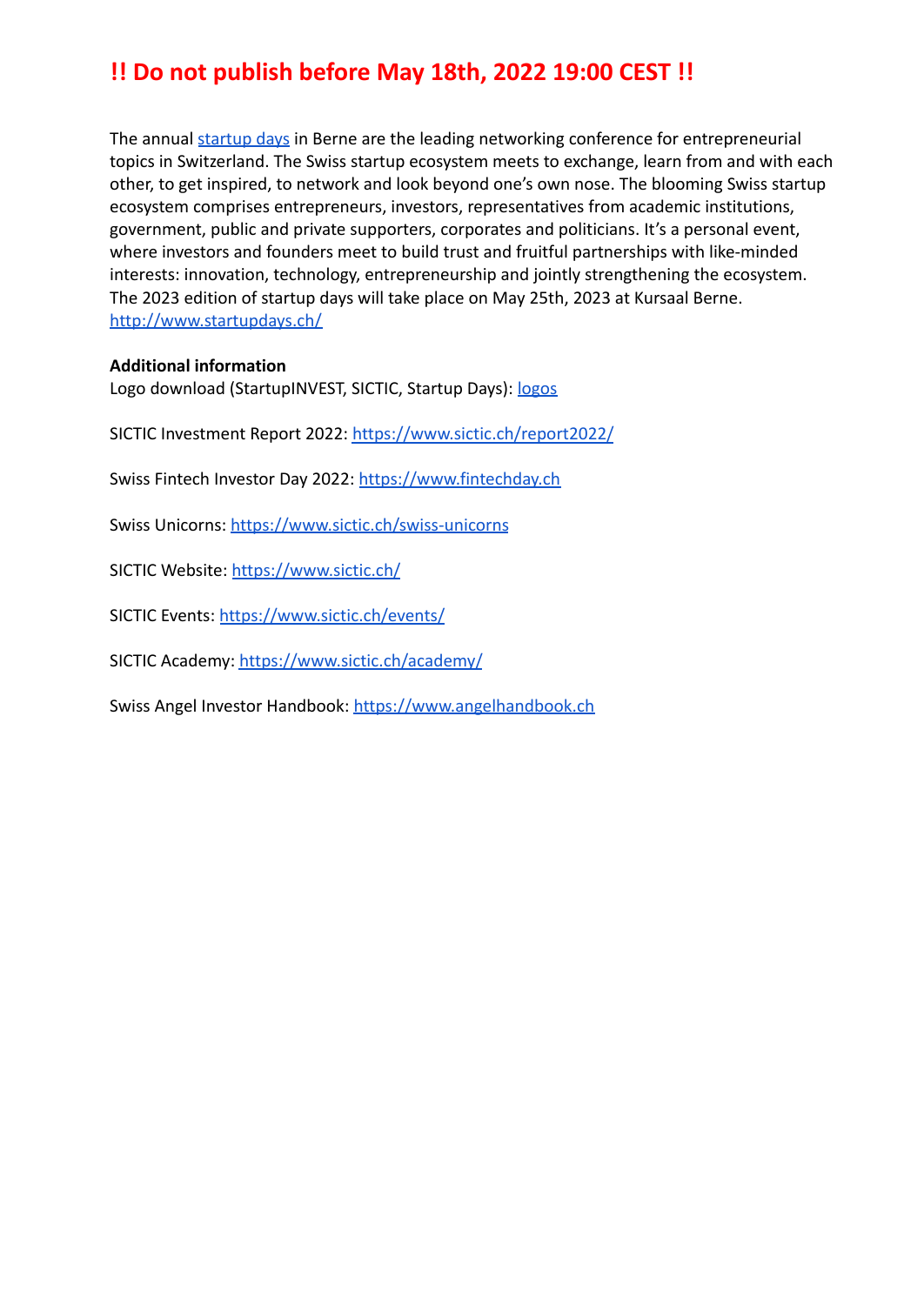## !! Do not publish before May 18th, 2022 19:00 CEST !!

The annual [startup days](http://www.startupdays.ch/) in Berne are the leading networking conference for entrepreneurial topics in Switzerland. The Swiss startup ecosystem meets to exchange, learn from and with each other, to get inspired, to network and look beyond one's own nose. The blooming Swiss startup ecosystem comprises entrepreneurs, investors, representatives from academic institutions, government, public and private supporters, corporates and politicians. It's a personal event, where investors and founders meet to build trust and fruitful partnerships with like-minded interests: innovation, technology, entrepreneurship and jointly strengthening the ecosystem. The 2023 edition of startup days will take place on May 25th, 2023 at Kursaal Berne. http://www.startupdays.ch/

**Additional information**

Logo download (StartupINVEST, SICTIC, Startup Days): logos

SICTIC Investment Report 2022: https://www.sictic.ch/report2022/

Swiss Fintech Investor Day 2022: https://www.fintechday.ch

Swiss Unicorns: https://www.sictic.ch/swiss-unicorns

SICTIC Website: https://www.sictic.ch/

SICTIC Events: https://www.sictic.ch/events/

SICTIC Academy: https://www.sictic.ch/academy/

Swiss Angel Investor Handbook: https://www.angelhandbook.ch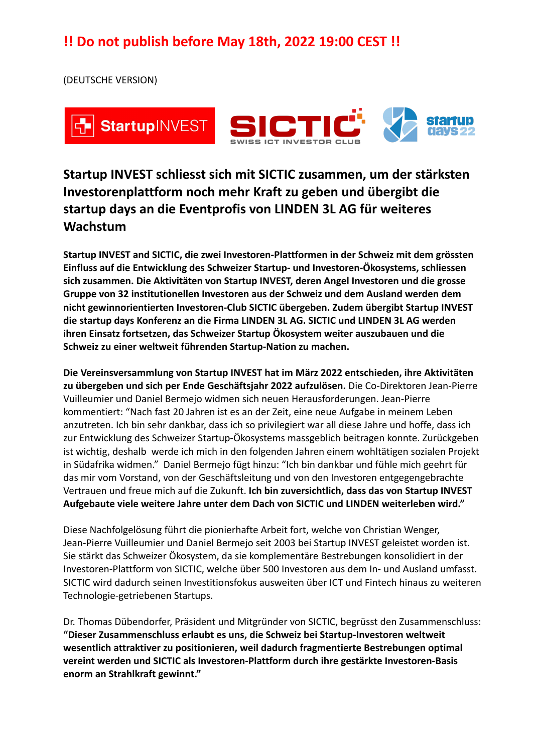**!! Do not publish before May 18th, 2022 19:00 CEST !!**

(DEUTSCHE VERSION)

## Startup INVEST schliesst sich mit SICTIC zusammen, um der stärksten Investorenplattform noch mehr Kraft zu geben und übergibt die startup days an die Eventprofis von LINDEN 3L AG für weiteres Wachstum

**Startup INVEST and SICTIC, die zwei Investoren-Plattformen in der Schweiz mit dem grössten Einfluss auf die Entwicklung des Schweizer Startup- und Investoren-Ökosystems, schliessen sich zusammen. Die Aktivitäten von Startup INVEST, deren Angel Investoren und die grosse Gruppe von 32 institutionellen Investoren aus der Schweiz und dem Ausland werden dem nicht gewinnorientierten Investoren-Club SICTIC übergeben. Zudem übergibt Startup INVEST die startup days Konferenz an die Firma LINDEN 3L AG. SICTIC und LINDEN 3L AG werden ihren Einsatz fortsetzen, das Schweizer Startup Ökosystem weiter auszubauen und die Schweiz zu einer weltweit führenden Startup-Nation zu machen.**

**Die Vereinsversammlung von Startup INVEST hat im März 2022 entschieden, ihre Aktivitäten zu übergeben und sich per Ende Geschäftsjahr 2022 aufzulösen.** Die Co-Direktoren Jean-Pierre Vuilleumier und Daniel Bermejo widmen sich neuen Herausforderungen. Jean-Pierre kommentiert: "Nach fast 20 Jahren ist es an der Zeit, eine neue Aufgabe in meinem Leben anzutreten. Ich bin sehr dankbar, dass ich so privilegiert war all diese Jahre und hoffe, dass ich zur Entwicklung des Schweizer Startup-Ökosystems massgeblich beitragen konnte. Zurückgeben ist wichtig, deshalb werde ich mich in den folgenden Jahren einem wohltätigen sozialen Projekt in Südafrika widmen." Daniel Bermejo fügt hinzu: "Ich bin dankbar und fühle mich geehrt für das mir vom Vorstand, von der Geschäftsleitung und von den Investoren entgegengebrachte Vertrauen und freue mich auf die Zukunft. **Ich bin zuversichtlich, dass das von Startup INVEST Aufgebaute viele weitere Jahre unter dem Dach von SICTIC und LINDEN weiterleben wird."**

Diese Nachfolgelösung führt die pionierhafte Arbeit fort, welche von Christian Wenger, Jean-Pierre Vuilleumier und Daniel Bermejo seit 2003 bei Startup INVEST geleistet worden ist. Sie stärkt das Schweizer Ökosystem, da sie komplementäre Bestrebungen konsolidiert in der Investoren-Plattform von SICTIC, welche über 500 Investoren aus dem In- und Ausland umfasst. SICTIC wird dadurch seinen Investitionsfokus ausweiten über ICT und Fintech hinaus zu weiteren Technologie-getriebenen Startups.

Dr. Thomas Dübendorfer, Präsident und Mitgründer von SICTIC, begrüsst den Zusammenschluss: **"Dieser Zusammenschluss erlaubt es uns, die Schweiz bei Startup-Investoren weltweit wesentlich attraktiver zu positionieren, weil dadurch fragmentierte Bestrebungen optimal vereint werden und SICTIC als Investoren-Plattform durch ihre gestärkte Investoren-Basis enorm an Strahlkraft gewinnt."**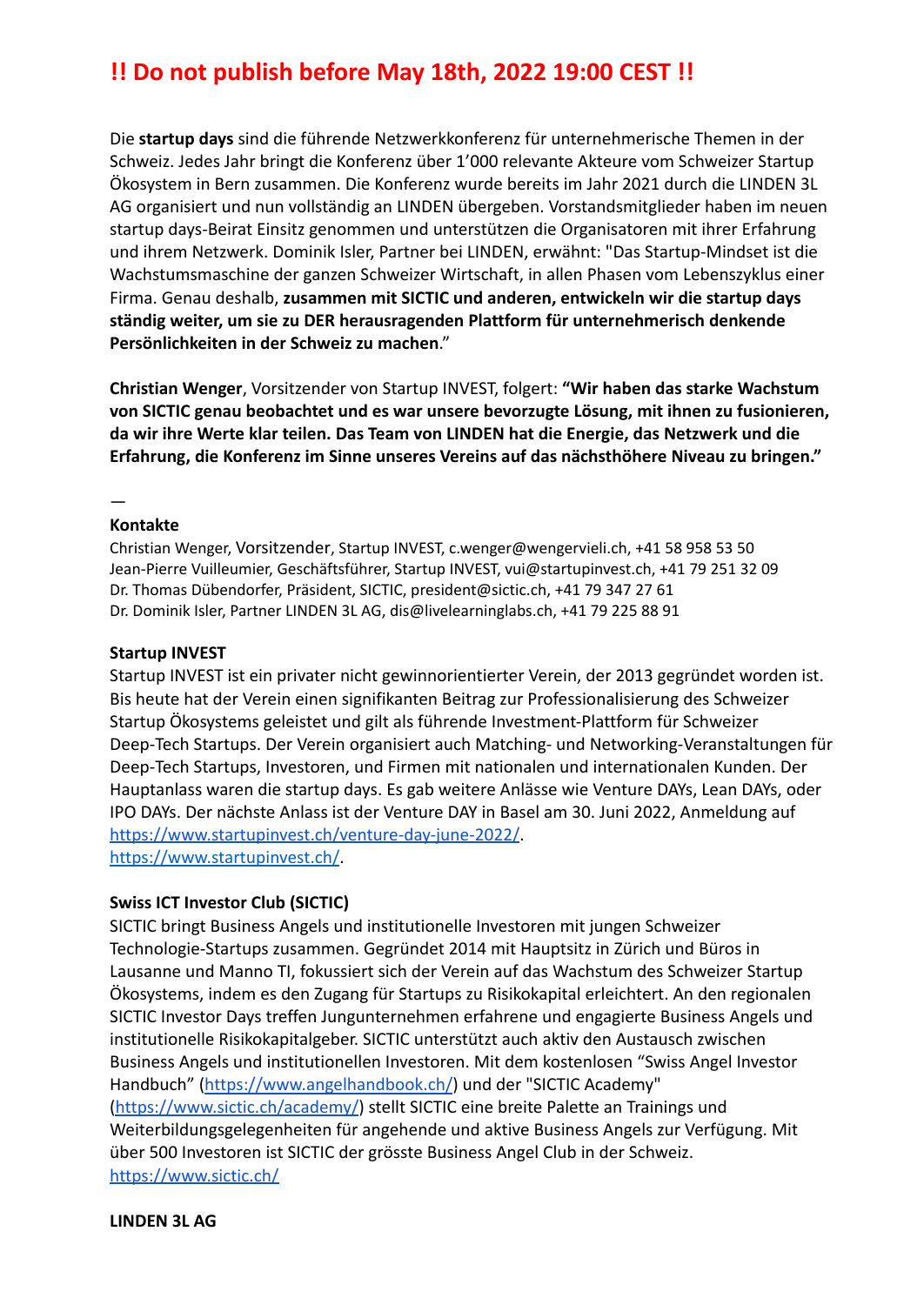**!! Do not publish before May 18th, 2022 19:00 CEST !!**

Die **startup days** sind die führende Netzwerkkonferenz für unternehmerische Themen in der Schweiz. Jedes Jahr bringt die Konferenz über 1'000 relevante Akteure vom Schweizer Startup Ökosystem in Bern zusammen. Die Konferenz wurde bereits im Jahr 2021 durch die LINDEN 3L AG organisiert und nun vollständig an LINDEN übergeben. Vorstandsmitglieder haben im neuen startup days-Beirat Einsitz genommen und unterstützen die Organisatoren mit ihrer Erfahrung und ihrem Netzwerk. Dominik Isler, Partner bei LINDEN, erwähnt: "Das Startup-Mindset ist die Wachstumsmaschine der ganzen Schweizer Wirtschaft, in allen Phasen vom Lebenszyklus einer Firma. Genau deshalb, **zusammen mit SICTIC und anderen, entwickeln wir die startup days ständig weiter, um sie zu DER herausragenden Plattform für unternehmerisch denkende Persönlichkeiten in der Schweiz zu machen**."

**Christian Wenger**, Vorsitzender von Startup INVEST, folgert: **"Wir haben das starke Wachstum von SICTIC genau beobachtet und es war unsere bevorzugte Lösung, mit ihnen zu fusionieren, da wir ihre Werte klar teilen. Das Team von LINDEN hat die Energie, das Netzwerk und die Erfahrung, die Konferenz im Sinne unseres Vereins auf das nächsthöhere Niveau zu bringen."**

—

**Kontakte**

Christian Wenger, Vorsitzender, Startup INVEST, c.wenger@wengervieli.ch, +41 58 958 53 50
Jean-Pierre Vuilleumier, Geschäftsführer, Startup INVEST, vui@startupinvest.ch, +41 79 251 32 09
Dr. Thomas Dübendorfer, Präsident, SICTIC, president@sictic.ch, +41 79 347 27 61
Dr. Dominik Isler, Partner LINDEN 3L AG, dis@livelearninglabs.ch, +41 79 225 88 91

**Startup INVEST**

Startup INVEST ist ein privater nicht gewinnorientierter Verein, der 2013 gegründet worden ist. Bis heute hat der Verein einen signifikanten Beitrag zur Professionalisierung des Schweizer Startup Ökosystems geleistet und gilt als führende Investment-Plattform für Schweizer Deep-Tech Startups. Der Verein organisiert auch Matching- und Networking-Veranstaltungen für Deep-Tech Startups, Investoren, und Firmen mit nationalen und internationalen Kunden. Der Hauptanlass waren die startup days. Es gab weitere Anlässe wie Venture DAYs, Lean DAYs, oder IPO DAYs. Der nächste Anlass ist der Venture DAY in Basel am 30. Juni 2022, Anmeldung auf https://www.startupinvest.ch/venture-day-june-2022/.
https://www.startupinvest.ch/.

**Swiss ICT Investor Club (SICTIC)**

SICTIC bringt Business Angels und institutionelle Investoren mit jungen Schweizer Technologie-Startups zusammen. Gegründet 2014 mit Hauptsitz in Zürich und Büros in Lausanne und Manno TI, fokussiert sich der Verein auf das Wachstum des Schweizer Startup Ökosystems, indem es den Zugang für Startups zu Risikokapital erleichtert. An den regionalen SICTIC Investor Days treffen Jungunternehmen erfahrene und engagierte Business Angels und institutionelle Risikokapitalgeber. SICTIC unterstützt auch aktiv den Austausch zwischen Business Angels und institutionellen Investoren. Mit dem kostenlosen "Swiss Angel Investor Handbuch" (https://www.angelhandbook.ch/) und der "SICTIC Academy" (https://www.sictic.ch/academy/) stellt SICTIC eine breite Palette an Trainings und Weiterbildungsgelegenheiten für angehende und aktive Business Angels zur Verfügung. Mit über 500 Investoren ist SICTIC der grösste Business Angel Club in der Schweiz.
https://www.sictic.ch/

**LINDEN 3L AG**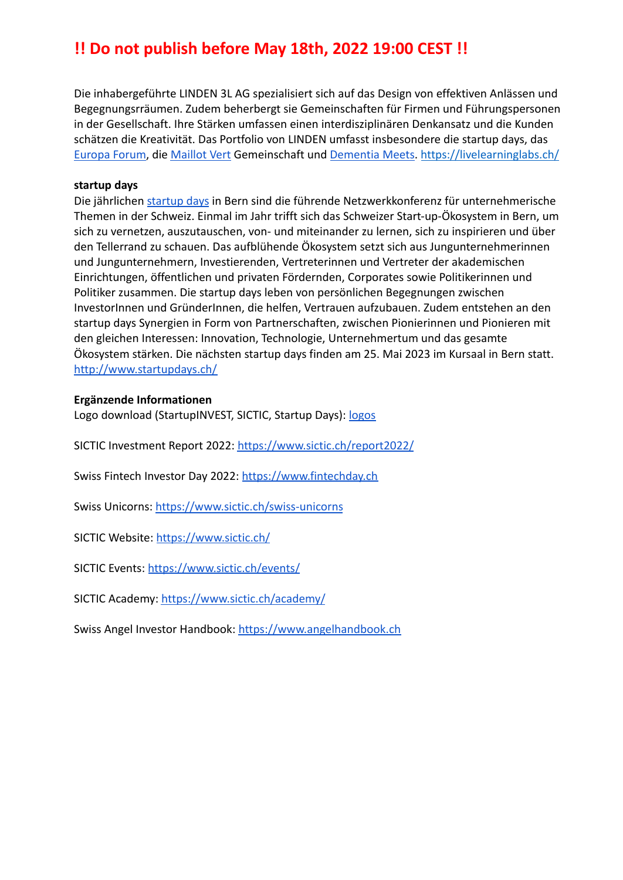**!! Do not publish before May 18th, 2022 19:00 CEST !!**

Die inhabergeführte LINDEN 3L AG spezialisiert sich auf das Design von effektiven Anlässen und Begegnungsrräumen. Zudem beherbergt sie Gemeinschaften für Firmen und Führungspersonen in der Gesellschaft. Ihre Stärken umfassen einen interdisziplinären Denkansatz und die Kunden schätzen die Kreativität. Das Portfolio von LINDEN umfasst insbesondere die startup days, das Europa Forum, die Maillot Vert Gemeinschaft und Dementia Meets. https://livelearninglabs.ch/

**startup days**

Die jährlichen startup days in Bern sind die führende Netzwerkkonferenz für unternehmerische Themen in der Schweiz. Einmal im Jahr trifft sich das Schweizer Start-up-Ökosystem in Bern, um sich zu vernetzen, auszutauschen, von- und miteinander zu lernen, sich zu inspirieren und über den Tellerrand zu schauen. Das aufblühende Ökosystem setzt sich aus Jungunternehmerinnen und Jungunternehmern, Investierenden, Vertreterinnen und Vertreter der akademischen Einrichtungen, öffentlichen und privaten Fördernden, Corporates sowie Politikerinnen und Politiker zusammen. Die startup days leben von persönlichen Begegnungen zwischen InvestorInnen und GründerInnen, die helfen, Vertrauen aufzubauen. Zudem entstehen an den startup days Synergien in Form von Partnerschaften, zwischen Pionierinnen und Pionieren mit den gleichen Interessen: Innovation, Technologie, Unternehmertum und das gesamte Ökosystem stärken. Die nächsten startup days finden am 25. Mai 2023 im Kursaal in Bern statt. http://www.startupdays.ch/

**Ergänzende Informationen**

Logo download (StartupINVEST, SICTIC, Startup Days): logos

SICTIC Investment Report 2022: https://www.sictic.ch/report2022/

Swiss Fintech Investor Day 2022: https://www.fintechday.ch

Swiss Unicorns: https://www.sictic.ch/swiss-unicorns

SICTIC Website: https://www.sictic.ch/

SICTIC Events: https://www.sictic.ch/events/

SICTIC Academy: https://www.sictic.ch/academy/

Swiss Angel Investor Handbook: https://www.angelhandbook.ch